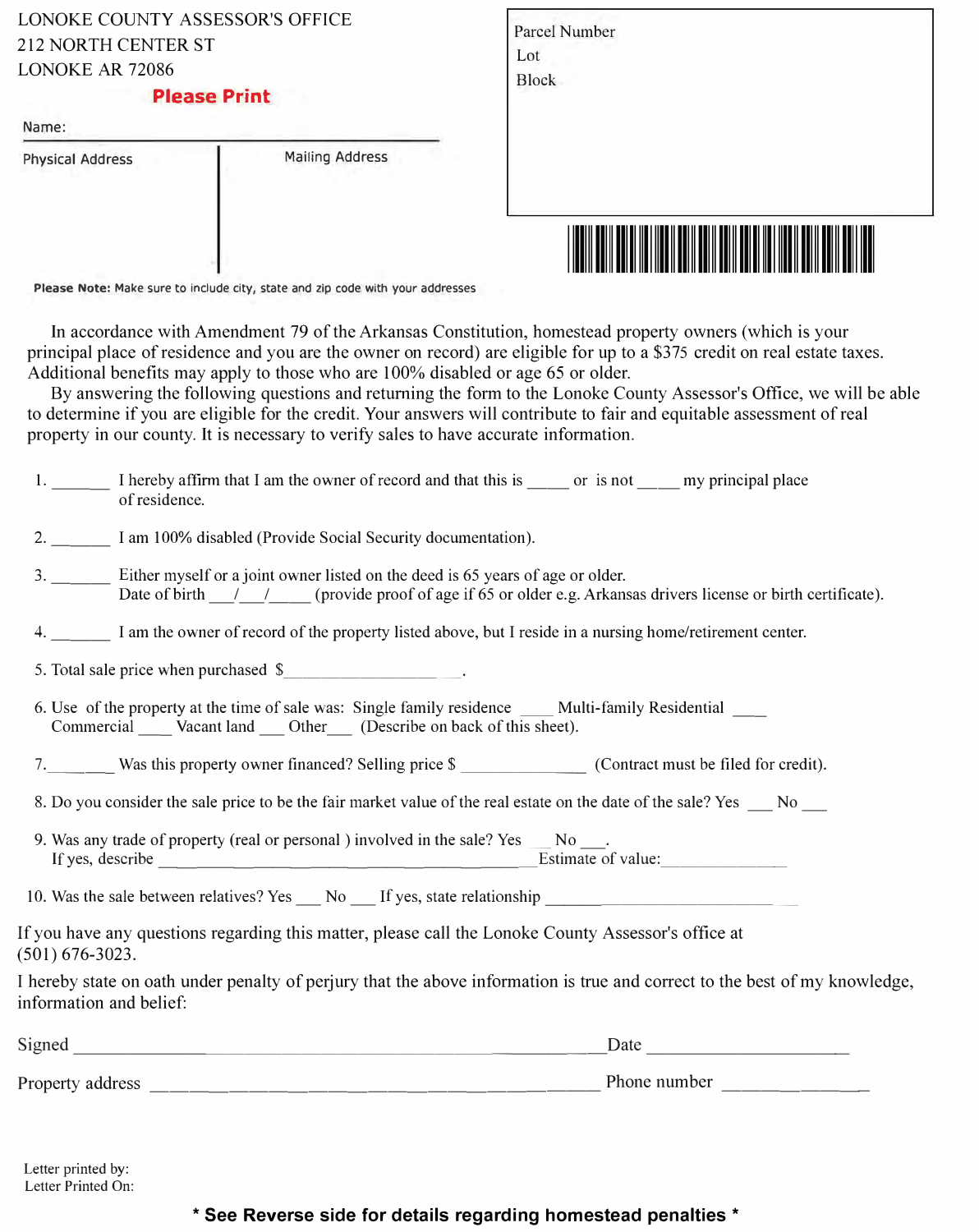LONOKE COUNTY ASSESSOR'S OFFICE
212 NORTH CENTER ST
LONOKE AR 72086

**Please Print**

Name:

| Physical Address | Mailing Address |
| --- | --- |
| | |

**Please Note:** Make sure to include city, state and zip code with your addresses

Parcel Number
Lot
Block

In accordance with Amendment 79 of the Arkansas Constitution, homestead property owners (which is your principal place of residence and you are the owner on record) are eligible for up to a $375 credit on real estate taxes. Additional benefits may apply to those who are 100% disabled or age 65 or older.

By answering the following questions and returning the form to the Lonoke County Assessor's Office, we will be able to determine if you are eligible for the credit. Your answers will contribute to fair and equitable assessment of real property in our county. It is necessary to verify sales to have accurate information.

1. _______ I hereby affirm that I am the owner of record and that this is _____ or is not _____ my principal place of residence.

2. _______ I am 100% disabled (Provide Social Security documentation).

3. _______ Either myself or a joint owner listed on the deed is 65 years of age or older.
Date of birth ___/___/_____ (provide proof of age if 65 or older e.g. Arkansas drivers license or birth certificate).

4. _______ I am the owner of record of the property listed above, but I reside in a nursing home/retirement center.

5. Total sale price when purchased $__________________.

6. Use of the property at the time of sale was: Single family residence ____ Multi-family Residential ____ Commercial ____ Vacant land ___ Other___ (Describe on back of this sheet).

7._______ Was this property owner financed? Selling price $ ______________ (Contract must be filed for credit).

8. Do you consider the sale price to be the fair market value of the real estate on the date of the sale? Yes ___ No ___

9. Was any trade of property (real or personal ) involved in the sale? Yes ___ No ___.
If yes, describe ____________________________________________ Estimate of value:______________

10. Was the sale between relatives? Yes ___ No ___ If yes, state relationship ______________________

If you have any questions regarding this matter, please call the Lonoke County Assessor's office at (501) 676-3023.

I hereby state on oath under penalty of perjury that the above information is true and correct to the best of my knowledge, information and belief:

Signed ____________________________________________ Date ______________________

Property address ____________________________________________ Phone number _______________

Letter printed by:
Letter Printed On:

**\* See Reverse side for details regarding homestead penalties \***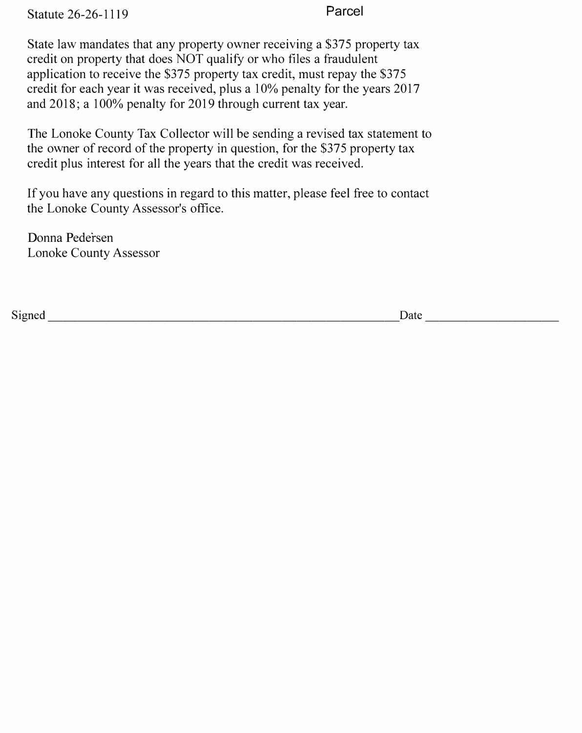Statute 26-26-1119 Parcel

State law mandates that any property owner receiving a $375 property tax credit on property that does NOT qualify or who files a fraudulent application to receive the $375 property tax credit, must repay the $375 credit for each year it was received, plus a 10% penalty for the years 2017 and 2018; a 100% penalty for 2019 through current tax year.

The Lonoke County Tax Collector will be sending a revised tax statement to the owner of record of the property in question, for the $375 property tax credit plus interest for all the years that the credit was received.

If you have any questions in regard to this matter, please feel free to contact the Lonoke County Assessor's office.

Donna Pedersen
Lonoke County Assessor

Signed ____________________________________________________________ Date ______________________